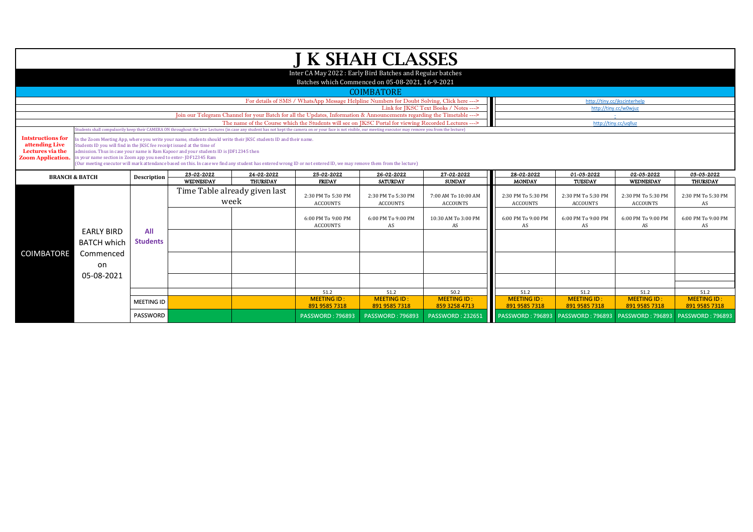# J K SHAH CLASSES

Inter CA May 2022 : Early Bird Batches and Regular batches

Batches which Commenced on 05-08-2021, 16-9-2021

## COIMBATORE

For details of SMS / WhatsApp Message Helpline Numbers for Doubt Solving, Click here ---> http://tiny.cc/jkscinterhelp

Link for JKSC Text Books / Notes ---> http://tiny.cc/w0wjuz

Join our Telegram Channel for your Batch for all the Updates, Information & Announcements regarding the Timetable ---> -

The name of the Course which the Students will see on JKSC Portal for viewing Recorded Lectures ---> http://tiny.cc/uqlluz

**Intstructions for attending Live Lectures via the Zoom Application.**

Students shall compulsorily keep their CAMERA ON throughout the Live Lectures (in case any student has not kept the camera on or your face is not visible, our meeting executor may remove you from the lecture)

In the Zoom Meeting App, where you write your name, students should write their JKSC students ID and their name.
Students ID you will find in the JKSC fee receipt issued at the time of admission. Thus in case your name is Ram Kapoor and your students ID is JDF12345 then in your name section in Zoom app you need to enter- JDF12345 Ram
(Our meeting executor will mark attendance based on this. In case we find any student has entered wrong ID or not entered ID, we may remove them from the lecture)

| BRANCH & BATCH | | Description | 23-02-2022 WEDNESDAY | 24-02-2022 THURSDAY | 25-02-2022 FRIDAY | 26-02-2022 SATURDAY | 27-02-2022 SUNDAY | 28-02-2022 MONDAY | 01-03-2022 TUESDAY | 02-03-2022 WEDNESDAY | 03-03-2022 THURSDAY |
|---|---|---|---|---|---|---|---|---|---|---|---|
| COIMBATORE | EARLY BIRD BATCH which Commenced on 05-08-2021 | All Students | Time Table already given last week | | 2:30 PM To 5:30 PM ACCOUNTS | 2:30 PM To 5:30 PM ACCOUNTS | 7:00 AM To 10:00 AM ACCOUNTS | 2:30 PM To 5:30 PM ACCOUNTS | 2:30 PM To 5:30 PM ACCOUNTS | 2:30 PM To 5:30 PM ACCOUNTS | 2:30 PM To 5:30 PM AS |
| | | | | | 6:00 PM To 9:00 PM ACCOUNTS | 6:00 PM To 9:00 PM AS | 10:30 AM To 3:00 PM AS | 6:00 PM To 9:00 PM AS | 6:00 PM To 9:00 PM AS | 6:00 PM To 9:00 PM AS | 6:00 PM To 9:00 PM AS |
| | | | | | | | | | | | |
| | | | | | | | | | | | |
| | | | | | | | | | | | |
| | | | | | 51.2 | 51.2 | 50.2 | 51.2 | 51.2 | 51.2 | 51.2 |
| | | MEETING ID | | | MEETING ID : 891 9585 7318 | MEETING ID : 891 9585 7318 | MEETING ID : 859 3258 4713 | MEETING ID : 891 9585 7318 | MEETING ID : 891 9585 7318 | MEETING ID : 891 9585 7318 | MEETING ID : 891 9585 7318 |
| | | PASSWORD | | | PASSWORD : 796893 | PASSWORD : 796893 | PASSWORD : 232651 | PASSWORD : 796893 | PASSWORD : 796893 | PASSWORD : 796893 | PASSWORD : 796893 |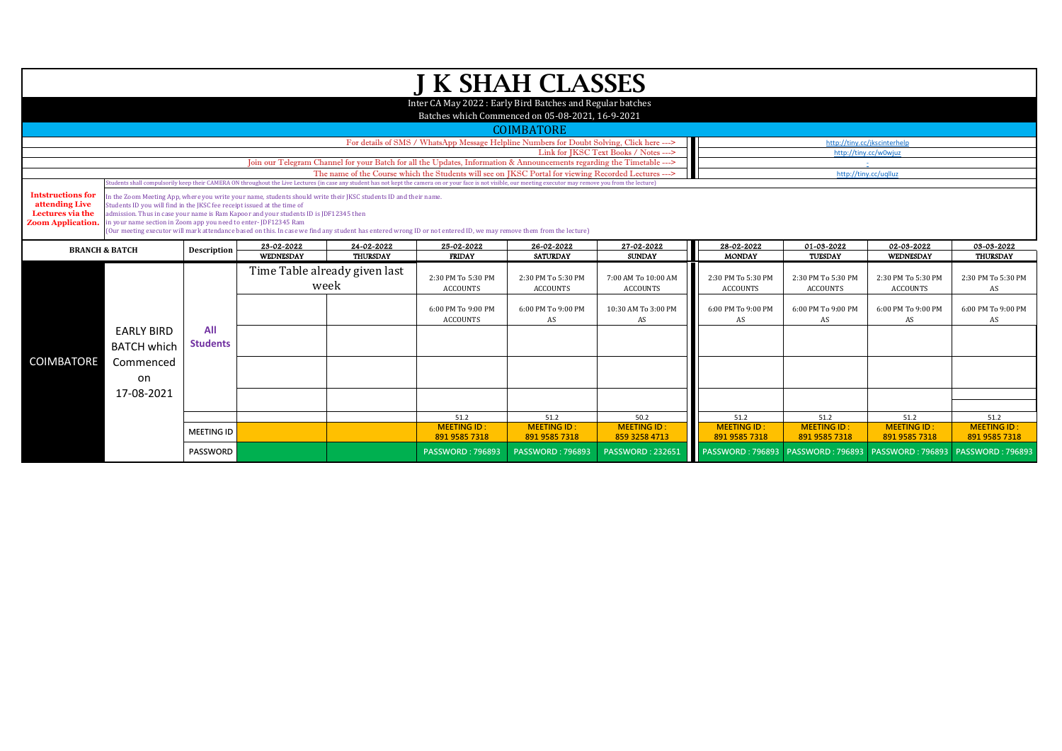# J K SHAH CLASSES

Inter CA May 2022 : Early Bird Batches and Regular batches

Batches which Commenced on 05-08-2021, 16-9-2021

## COIMBATORE

For details of SMS / WhatsApp Message Helpline Numbers for Doubt Solving, Click here ---> http://tiny.cc/jkscinterhelp

Link for JKSC Text Books / Notes ---> http://tiny.cc/w0wjuz

Join our Telegram Channel for your Batch for all the Updates, Information & Announcements regarding the Timetable ---> -

The name of the Course which the Students will see on JKSC Portal for viewing Recorded Lectures ---> http://tiny.cc/uqlluz

**Intstructions for attending Live Lectures via the Zoom Application.**

Students shall compulsorily keep their CAMERA ON throughout the Live Lectures (in case any student has not kept the camera on or your face is not visible, our meeting executor may remove you from the lecture)

In the Zoom Meeting App, where you write your name, students should write their JKSC students ID and their name.
Students ID you will find in the JKSC fee receipt issued at the time of admission. Thus in case your name is Ram Kapoor and your students ID is JDF12345 then in your name section in Zoom app you need to enter- JDF12345 Ram
(Our meeting executor will mark attendance based on this. In case we find any student has entered wrong ID or not entered ID, we may remove them from the lecture)

| BRANCH & BATCH | | Description | 23-02-2022 WEDNESDAY | 24-02-2022 THURSDAY | 25-02-2022 FRIDAY | 26-02-2022 SATURDAY | 27-02-2022 SUNDAY | 28-02-2022 MONDAY | 01-03-2022 TUESDAY | 02-03-2022 WEDNESDAY | 03-03-2022 THURSDAY |
|---|---|---|---|---|---|---|---|---|---|---|---|
| COIMBATORE | EARLY BIRD BATCH which Commenced on 17-08-2021 | All Students | Time Table already given last week | | 2:30 PM To 5:30 PM ACCOUNTS | 2:30 PM To 5:30 PM ACCOUNTS | 7:00 AM To 10:00 AM ACCOUNTS | 2:30 PM To 5:30 PM ACCOUNTS | 2:30 PM To 5:30 PM ACCOUNTS | 2:30 PM To 5:30 PM ACCOUNTS | 2:30 PM To 5:30 PM AS |
| | | | | | 6:00 PM To 9:00 PM ACCOUNTS | 6:00 PM To 9:00 PM AS | 10:30 AM To 3:00 PM AS | 6:00 PM To 9:00 PM AS | 6:00 PM To 9:00 PM AS | 6:00 PM To 9:00 PM AS | 6:00 PM To 9:00 PM AS |
| | | | | | | | | | | | |
| | | | | | | | | | | | |
| | | | | | | | | | | | |
| | | | | | 51.2 | 51.2 | 50.2 | 51.2 | 51.2 | 51.2 | 51.2 |
| | | MEETING ID | | | MEETING ID : 891 9585 7318 | MEETING ID : 891 9585 7318 | MEETING ID : 859 3258 4713 | MEETING ID : 891 9585 7318 | MEETING ID : 891 9585 7318 | MEETING ID : 891 9585 7318 | MEETING ID : 891 9585 7318 |
| | | PASSWORD | | | PASSWORD : 796893 | PASSWORD : 796893 | PASSWORD : 232651 | PASSWORD : 796893 | PASSWORD : 796893 | PASSWORD : 796893 | PASSWORD : 796893 |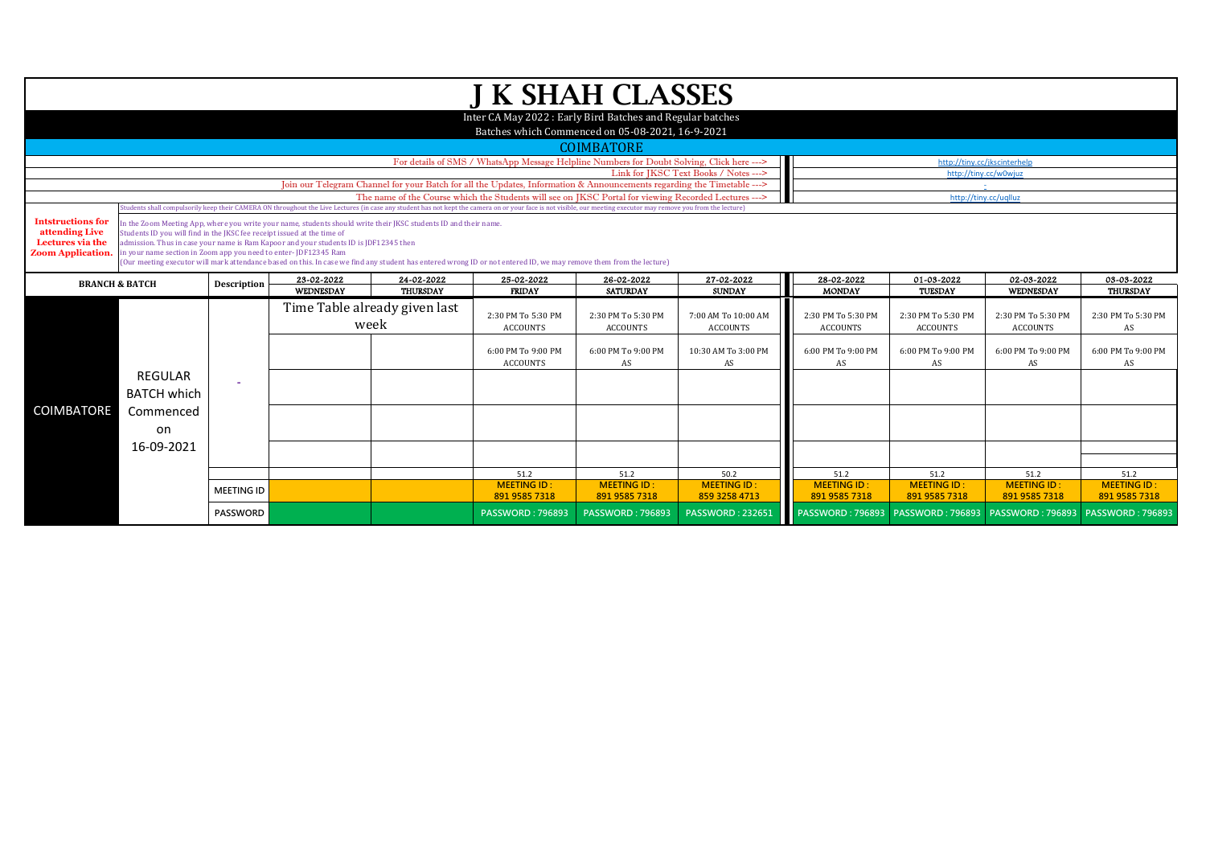# J K SHAH CLASSES

Inter CA May 2022 : Early Bird Batches and Regular batches

Batches which Commenced on 05-08-2021, 16-9-2021

## COIMBATORE

For details of SMS / WhatsApp Message Helpline Numbers for Doubt Solving, Click here ---> http://tiny.cc/jkscinterhelp

Link for JKSC Text Books / Notes ---> http://tiny.cc/w0wjuz

Join our Telegram Channel for your Batch for all the Updates, Information & Announcements regarding the Timetable ---> -

The name of the Course which the Students will see on JKSC Portal for viewing Recorded Lectures ---> http://tiny.cc/uqlluz

**Intstructions for attending Live Lectures via the Zoom Application.**

Students shall compulsorily keep their CAMERA ON throughout the Live Lectures (in case any student has not kept the camera on or your face is not visible, our meeting executor may remove you from the lecture)

In the Zoom Meeting App, where you write your name, students should write their JKSC students ID and their name.
Students ID you will find in the JKSC fee receipt issued at the time of admission. Thus in case your name is Ram Kapoor and your students ID is JDF12345 then in your name section in Zoom app you need to enter- JDF12345 Ram
(Our meeting executor will mark attendance based on this. In case we find any student has entered wrong ID or not entered ID, we may remove them from the lecture)

| BRANCH & BATCH | | Description | 23-02-2022 WEDNESDAY | 24-02-2022 THURSDAY | 25-02-2022 FRIDAY | 26-02-2022 SATURDAY | 27-02-2022 SUNDAY | 28-02-2022 MONDAY | 01-03-2022 TUESDAY | 02-03-2022 WEDNESDAY | 03-03-2022 THURSDAY |
|---|---|---|---|---|---|---|---|---|---|---|---|
| COIMBATORE | REGULAR BATCH which Commenced on 16-09-2021 | - | Time Table already given last week | | 2:30 PM To 5:30 PM ACCOUNTS | 2:30 PM To 5:30 PM ACCOUNTS | 7:00 AM To 10:00 AM ACCOUNTS | 2:30 PM To 5:30 PM ACCOUNTS | 2:30 PM To 5:30 PM ACCOUNTS | 2:30 PM To 5:30 PM ACCOUNTS | 2:30 PM To 5:30 PM AS |
| | | | | | 6:00 PM To 9:00 PM ACCOUNTS | 6:00 PM To 9:00 PM AS | 10:30 AM To 3:00 PM AS | 6:00 PM To 9:00 PM AS | 6:00 PM To 9:00 PM AS | 6:00 PM To 9:00 PM AS | 6:00 PM To 9:00 PM AS |
| | | | | | | | | | | | |
| | | | | | | | | | | | |
| | | | | | | | | | | | |
| | | | | | 51.2 | 51.2 | 50.2 | 51.2 | 51.2 | 51.2 | 51.2 |
| | | MEETING ID | | | MEETING ID : 891 9585 7318 | MEETING ID : 891 9585 7318 | MEETING ID : 859 3258 4713 | MEETING ID : 891 9585 7318 | MEETING ID : 891 9585 7318 | MEETING ID : 891 9585 7318 | MEETING ID : 891 9585 7318 |
| | | PASSWORD | | | PASSWORD : 796893 | PASSWORD : 796893 | PASSWORD : 232651 | PASSWORD : 796893 | PASSWORD : 796893 | PASSWORD : 796893 | PASSWORD : 796893 |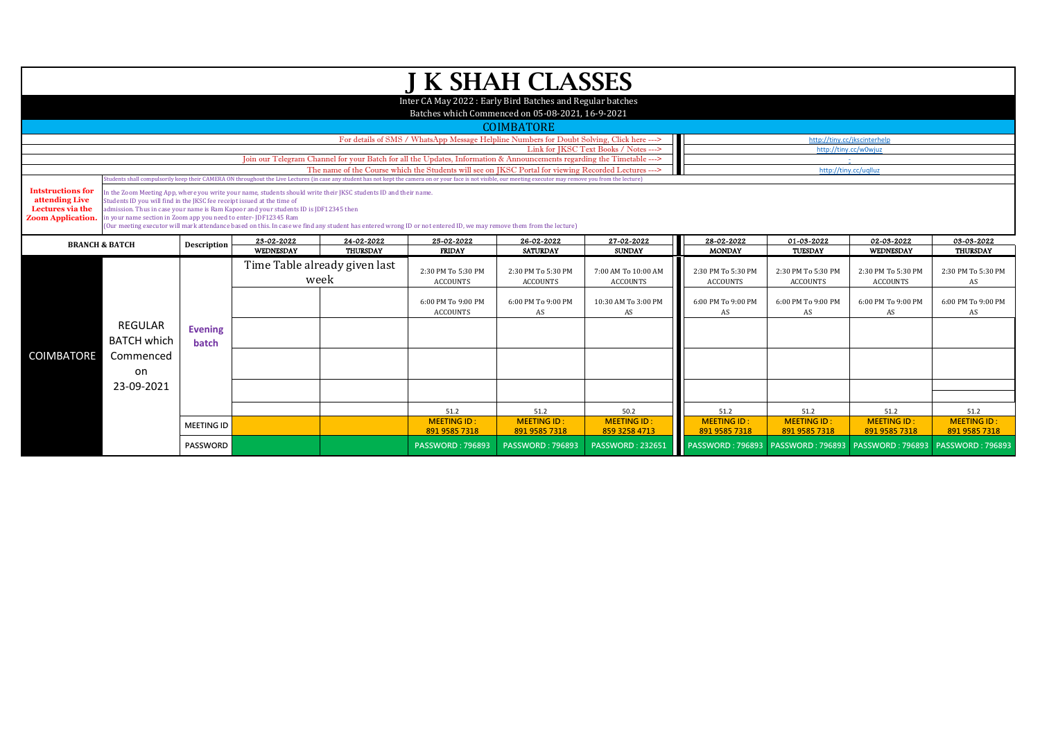# J K SHAH CLASSES

Inter CA May 2022 : Early Bird Batches and Regular batches

Batches which Commenced on 05-08-2021, 16-9-2021

## COIMBATORE

| | |
|---|---|
| For details of SMS / WhatsApp Message Helpline Numbers for Doubt Solving, Click here ---> | http://tiny.cc/jkscinterhelp |
| Link for JKSC Text Books / Notes ---> | http://tiny.cc/w0wjuz |
| Join our Telegram Channel for your Batch for all the Updates, Information & Announcements regarding the Timetable ---> | - |
| The name of the Course which the Students will see on JKSC Portal for viewing Recorded Lectures ---> | http://tiny.cc/uqlluz |

**Intstructions for attending Live Lectures via the Zoom Application.**

Students shall compulsorily keep their CAMERA ON throughout the Live Lectures (in case any student has not kept the camera on or your face is not visible, our meeting executor may remove you from the lecture)

In the Zoom Meeting App, where you write your name, students should write their JKSC students ID and their name.
Students ID you will find in the JKSC fee receipt issued at the time of admission. Thus in case your name is Ram Kapoor and your students ID is JDF12345 then in your name section in Zoom app you need to enter- JDF12345 Ram
(Our meeting executor will mark attendance based on this. In case we find any student has entered wrong ID or not entered ID, we may remove them from the lecture)

| BRANCH & BATCH | | Description | 23-02-2022 WEDNESDAY | 24-02-2022 THURSDAY | 25-02-2022 FRIDAY | 26-02-2022 SATURDAY | 27-02-2022 SUNDAY | 28-02-2022 MONDAY | 01-03-2022 TUESDAY | 02-03-2022 WEDNESDAY | 03-03-2022 THURSDAY |
|---|---|---|---|---|---|---|---|---|---|---|---|
| COIMBATORE | REGULAR BATCH which Commenced on 23-09-2021 | Evening batch | Time Table already given last week | | 2:30 PM To 5:30 PM ACCOUNTS | 2:30 PM To 5:30 PM ACCOUNTS | 7:00 AM To 10:00 AM ACCOUNTS | 2:30 PM To 5:30 PM ACCOUNTS | 2:30 PM To 5:30 PM ACCOUNTS | 2:30 PM To 5:30 PM ACCOUNTS | 2:30 PM To 5:30 PM AS |
| | | | | | 6:00 PM To 9:00 PM ACCOUNTS | 6:00 PM To 9:00 PM AS | 10:30 AM To 3:00 PM AS | 6:00 PM To 9:00 PM AS | 6:00 PM To 9:00 PM AS | 6:00 PM To 9:00 PM AS | 6:00 PM To 9:00 PM AS |
| | | | | | | | | | | | |
| | | | | | | | | | | | |
| | | | | | | | | | | | |
| | | | | | 51.2 | 51.2 | 50.2 | 51.2 | 51.2 | 51.2 | 51.2 |
| | | MEETING ID | | | MEETING ID : 891 9585 7318 | MEETING ID : 891 9585 7318 | MEETING ID : 859 3258 4713 | MEETING ID : 891 9585 7318 | MEETING ID : 891 9585 7318 | MEETING ID : 891 9585 7318 | MEETING ID : 891 9585 7318 |
| | | PASSWORD | | | PASSWORD : 796893 | PASSWORD : 796893 | PASSWORD : 232651 | PASSWORD : 796893 | PASSWORD : 796893 | PASSWORD : 796893 | PASSWORD : 796893 |